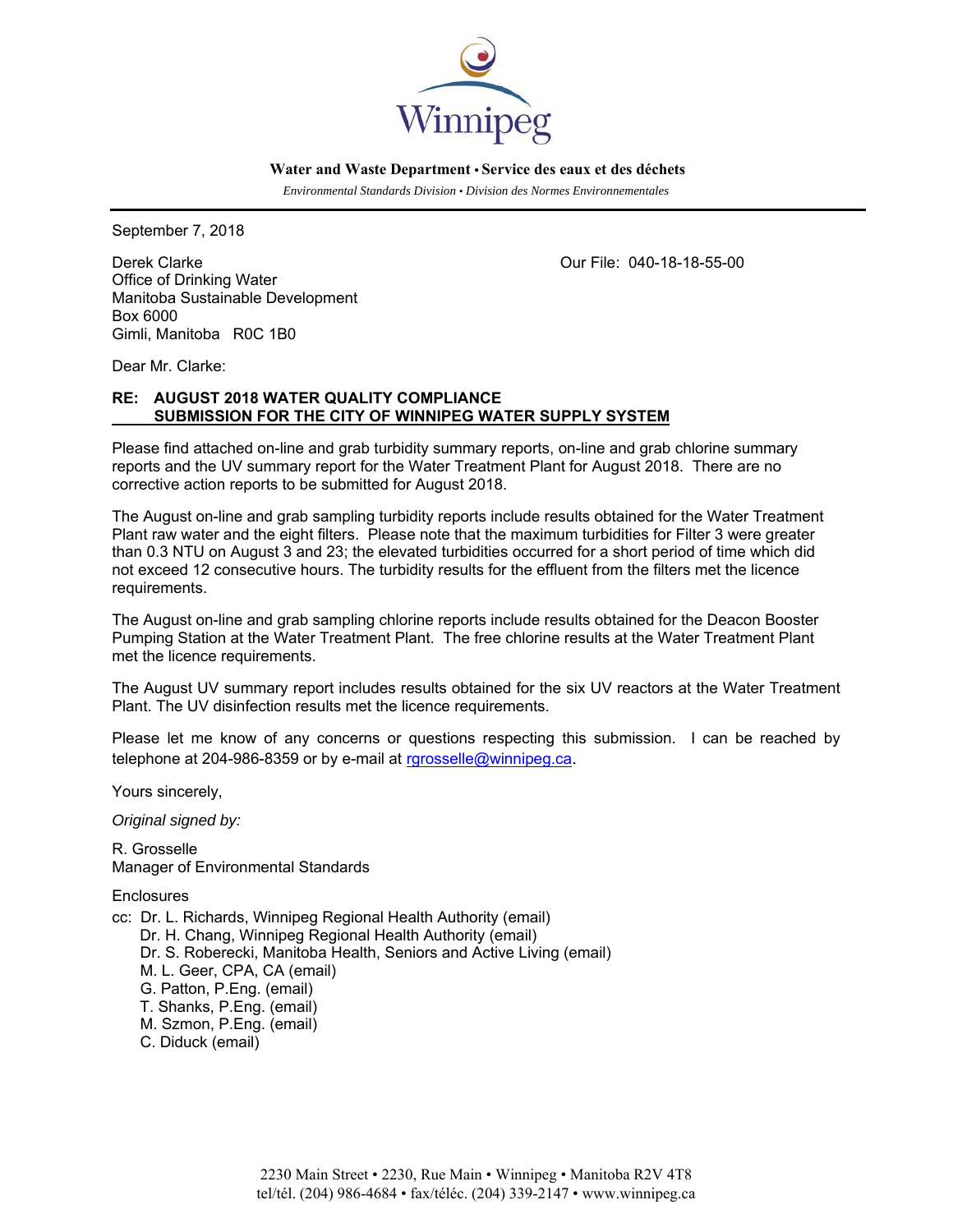Winnipeg

**Water and Waste Department • Service des eaux et des déchets**

*Environmental Standards Division • Division des Normes Environnementales*

---

September 7, 2018

Derek Clarke
Office of Drinking Water
Manitoba Sustainable Development
Box 6000
Gimli, Manitoba R0C 1B0

Our File: 040-18-18-55-00

Dear Mr. Clarke:

**RE: AUGUST 2018 WATER QUALITY COMPLIANCE SUBMISSION FOR THE CITY OF WINNIPEG WATER SUPPLY SYSTEM**

Please find attached on-line and grab turbidity summary reports, on-line and grab chlorine summary reports and the UV summary report for the Water Treatment Plant for August 2018. There are no corrective action reports to be submitted for August 2018.

The August on-line and grab sampling turbidity reports include results obtained for the Water Treatment Plant raw water and the eight filters. Please note that the maximum turbidities for Filter 3 were greater than 0.3 NTU on August 3 and 23; the elevated turbidities occurred for a short period of time which did not exceed 12 consecutive hours. The turbidity results for the effluent from the filters met the licence requirements.

The August on-line and grab sampling chlorine reports include results obtained for the Deacon Booster Pumping Station at the Water Treatment Plant. The free chlorine results at the Water Treatment Plant met the licence requirements.

The August UV summary report includes results obtained for the six UV reactors at the Water Treatment Plant. The UV disinfection results met the licence requirements.

Please let me know of any concerns or questions respecting this submission. I can be reached by telephone at 204-986-8359 or by e-mail at rgrosselle@winnipeg.ca.

Yours sincerely,

*Original signed by:*

R. Grosselle
Manager of Environmental Standards

Enclosures

cc: Dr. L. Richards, Winnipeg Regional Health Authority (email)
Dr. H. Chang, Winnipeg Regional Health Authority (email)
Dr. S. Roberecki, Manitoba Health, Seniors and Active Living (email)
M. L. Geer, CPA, CA (email)
G. Patton, P.Eng. (email)
T. Shanks, P.Eng. (email)
M. Szmon, P.Eng. (email)
C. Diduck (email)

2230 Main Street • 2230, Rue Main • Winnipeg • Manitoba R2V 4T8
tel/tél. (204) 986-4684 • fax/téléc. (204) 339-2147 • www.winnipeg.ca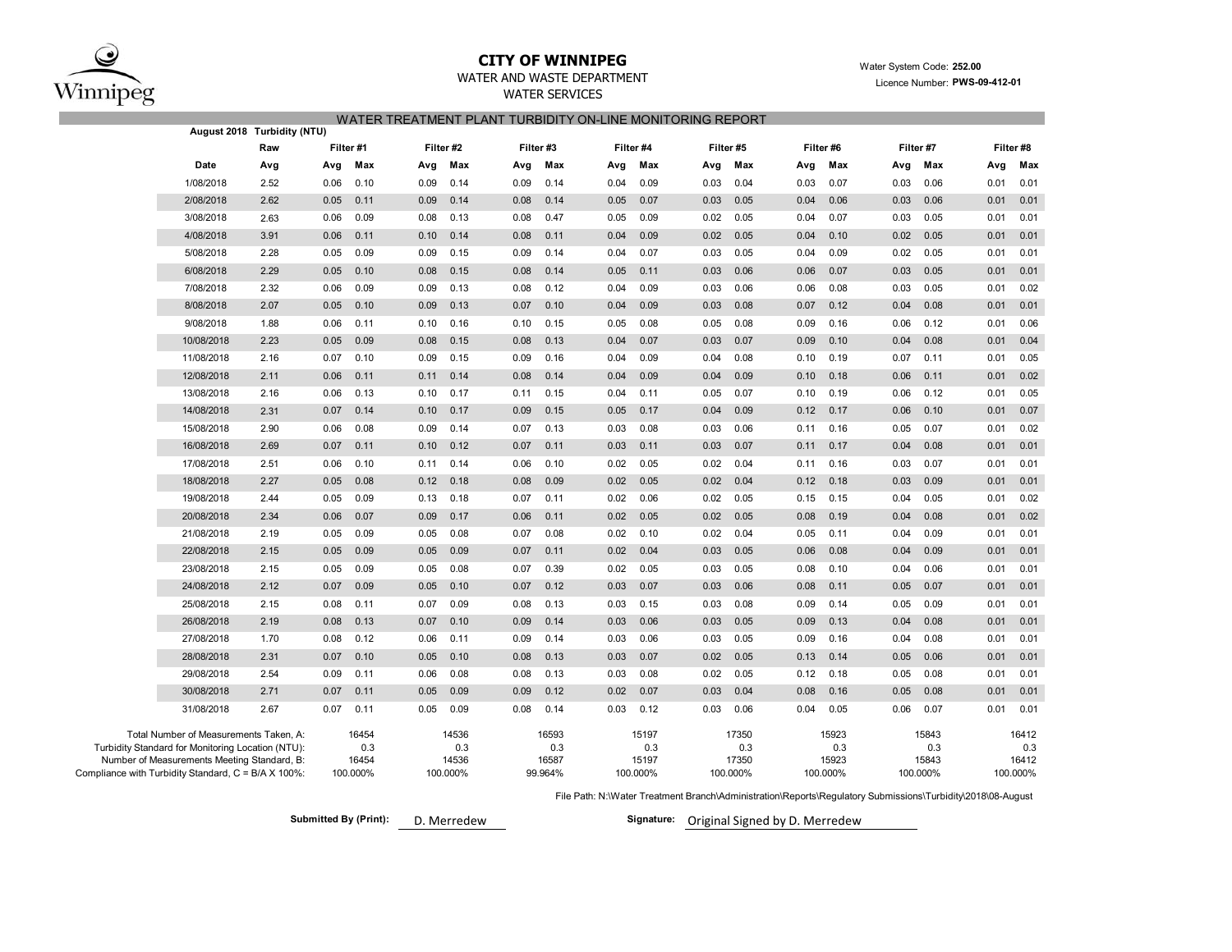# CITY OF WINNIPEG

WATER AND WASTE DEPARTMENT

WATER SERVICES

Water System Code: **252.00**

Licence Number: **PWS-09-412-01**

## WATER TREATMENT PLANT TURBIDITY ON-LINE MONITORING REPORT

**August 2018 Turbidity (NTU)**

| | Raw | Filter #1 | | Filter #2 | | Filter #3 | | Filter #4 | | Filter #5 | | Filter #6 | | Filter #7 | | Filter #8 | |
|---|---|---|---|---|---|---|---|---|---|---|---|---|---|---|---|---|---|
| **Date** | **Avg** | **Avg** | **Max** | **Avg** | **Max** | **Avg** | **Max** | **Avg** | **Max** | **Avg** | **Max** | **Avg** | **Max** | **Avg** | **Max** | **Avg** | **Max** |
| 1/08/2018 | 2.52 | 0.06 | 0.10 | 0.09 | 0.14 | 0.09 | 0.14 | 0.04 | 0.09 | 0.03 | 0.04 | 0.03 | 0.07 | 0.03 | 0.06 | 0.01 | 0.01 |
| 2/08/2018 | 2.62 | 0.05 | 0.11 | 0.09 | 0.14 | 0.08 | 0.14 | 0.05 | 0.07 | 0.03 | 0.05 | 0.04 | 0.06 | 0.03 | 0.06 | 0.01 | 0.01 |
| 3/08/2018 | 2.63 | 0.06 | 0.09 | 0.08 | 0.13 | 0.08 | 0.47 | 0.05 | 0.09 | 0.02 | 0.05 | 0.04 | 0.07 | 0.03 | 0.05 | 0.01 | 0.01 |
| 4/08/2018 | 3.91 | 0.06 | 0.11 | 0.10 | 0.14 | 0.08 | 0.11 | 0.04 | 0.09 | 0.02 | 0.05 | 0.04 | 0.10 | 0.02 | 0.05 | 0.01 | 0.01 |
| 5/08/2018 | 2.28 | 0.05 | 0.09 | 0.09 | 0.15 | 0.09 | 0.14 | 0.04 | 0.07 | 0.03 | 0.05 | 0.04 | 0.09 | 0.02 | 0.05 | 0.01 | 0.01 |
| 6/08/2018 | 2.29 | 0.05 | 0.10 | 0.08 | 0.15 | 0.08 | 0.14 | 0.05 | 0.11 | 0.03 | 0.06 | 0.06 | 0.07 | 0.03 | 0.05 | 0.01 | 0.01 |
| 7/08/2018 | 2.32 | 0.06 | 0.09 | 0.09 | 0.13 | 0.08 | 0.12 | 0.04 | 0.09 | 0.03 | 0.06 | 0.06 | 0.08 | 0.03 | 0.05 | 0.01 | 0.02 |
| 8/08/2018 | 2.07 | 0.05 | 0.10 | 0.09 | 0.13 | 0.07 | 0.10 | 0.04 | 0.09 | 0.03 | 0.08 | 0.07 | 0.12 | 0.04 | 0.08 | 0.01 | 0.01 |
| 9/08/2018 | 1.88 | 0.06 | 0.11 | 0.10 | 0.16 | 0.10 | 0.15 | 0.05 | 0.08 | 0.05 | 0.08 | 0.09 | 0.16 | 0.06 | 0.12 | 0.01 | 0.06 |
| 10/08/2018 | 2.23 | 0.05 | 0.09 | 0.08 | 0.15 | 0.08 | 0.13 | 0.04 | 0.07 | 0.03 | 0.07 | 0.09 | 0.10 | 0.04 | 0.08 | 0.01 | 0.04 |
| 11/08/2018 | 2.16 | 0.07 | 0.10 | 0.09 | 0.15 | 0.09 | 0.16 | 0.04 | 0.09 | 0.04 | 0.08 | 0.10 | 0.19 | 0.07 | 0.11 | 0.01 | 0.05 |
| 12/08/2018 | 2.11 | 0.06 | 0.11 | 0.11 | 0.14 | 0.08 | 0.14 | 0.04 | 0.09 | 0.04 | 0.09 | 0.10 | 0.18 | 0.06 | 0.11 | 0.01 | 0.02 |
| 13/08/2018 | 2.16 | 0.06 | 0.13 | 0.10 | 0.17 | 0.11 | 0.15 | 0.04 | 0.11 | 0.05 | 0.07 | 0.10 | 0.19 | 0.06 | 0.12 | 0.01 | 0.05 |
| 14/08/2018 | 2.31 | 0.07 | 0.14 | 0.10 | 0.17 | 0.09 | 0.15 | 0.05 | 0.17 | 0.04 | 0.09 | 0.12 | 0.17 | 0.06 | 0.10 | 0.01 | 0.07 |
| 15/08/2018 | 2.90 | 0.06 | 0.08 | 0.09 | 0.14 | 0.07 | 0.13 | 0.03 | 0.08 | 0.03 | 0.06 | 0.11 | 0.16 | 0.05 | 0.07 | 0.01 | 0.02 |
| 16/08/2018 | 2.69 | 0.07 | 0.11 | 0.10 | 0.12 | 0.07 | 0.11 | 0.03 | 0.11 | 0.03 | 0.07 | 0.11 | 0.17 | 0.04 | 0.08 | 0.01 | 0.01 |
| 17/08/2018 | 2.51 | 0.06 | 0.10 | 0.11 | 0.14 | 0.06 | 0.10 | 0.02 | 0.05 | 0.02 | 0.04 | 0.11 | 0.16 | 0.03 | 0.07 | 0.01 | 0.01 |
| 18/08/2018 | 2.27 | 0.05 | 0.08 | 0.12 | 0.18 | 0.08 | 0.09 | 0.02 | 0.05 | 0.02 | 0.04 | 0.12 | 0.18 | 0.03 | 0.09 | 0.01 | 0.01 |
| 19/08/2018 | 2.44 | 0.05 | 0.09 | 0.13 | 0.18 | 0.07 | 0.11 | 0.02 | 0.06 | 0.02 | 0.05 | 0.15 | 0.15 | 0.04 | 0.05 | 0.01 | 0.02 |
| 20/08/2018 | 2.34 | 0.06 | 0.07 | 0.09 | 0.17 | 0.06 | 0.11 | 0.02 | 0.05 | 0.02 | 0.05 | 0.08 | 0.19 | 0.04 | 0.08 | 0.01 | 0.02 |
| 21/08/2018 | 2.19 | 0.05 | 0.09 | 0.05 | 0.08 | 0.07 | 0.08 | 0.02 | 0.10 | 0.02 | 0.04 | 0.05 | 0.11 | 0.04 | 0.09 | 0.01 | 0.01 |
| 22/08/2018 | 2.15 | 0.05 | 0.09 | 0.05 | 0.09 | 0.07 | 0.11 | 0.02 | 0.04 | 0.03 | 0.05 | 0.06 | 0.08 | 0.04 | 0.09 | 0.01 | 0.01 |
| 23/08/2018 | 2.15 | 0.05 | 0.09 | 0.05 | 0.08 | 0.07 | 0.39 | 0.02 | 0.05 | 0.03 | 0.05 | 0.08 | 0.10 | 0.04 | 0.06 | 0.01 | 0.01 |
| 24/08/2018 | 2.12 | 0.07 | 0.09 | 0.05 | 0.10 | 0.07 | 0.12 | 0.03 | 0.07 | 0.03 | 0.06 | 0.08 | 0.11 | 0.05 | 0.07 | 0.01 | 0.01 |
| 25/08/2018 | 2.15 | 0.08 | 0.11 | 0.07 | 0.09 | 0.08 | 0.13 | 0.03 | 0.15 | 0.03 | 0.08 | 0.09 | 0.14 | 0.05 | 0.09 | 0.01 | 0.01 |
| 26/08/2018 | 2.19 | 0.08 | 0.13 | 0.07 | 0.10 | 0.09 | 0.14 | 0.03 | 0.06 | 0.03 | 0.05 | 0.09 | 0.13 | 0.04 | 0.08 | 0.01 | 0.01 |
| 27/08/2018 | 1.70 | 0.08 | 0.12 | 0.06 | 0.11 | 0.09 | 0.14 | 0.03 | 0.06 | 0.03 | 0.05 | 0.09 | 0.16 | 0.04 | 0.08 | 0.01 | 0.01 |
| 28/08/2018 | 2.31 | 0.07 | 0.10 | 0.05 | 0.10 | 0.08 | 0.13 | 0.03 | 0.07 | 0.02 | 0.05 | 0.13 | 0.14 | 0.05 | 0.06 | 0.01 | 0.01 |
| 29/08/2018 | 2.54 | 0.09 | 0.11 | 0.06 | 0.08 | 0.08 | 0.13 | 0.03 | 0.08 | 0.02 | 0.05 | 0.12 | 0.18 | 0.05 | 0.08 | 0.01 | 0.01 |
| 30/08/2018 | 2.71 | 0.07 | 0.11 | 0.05 | 0.09 | 0.09 | 0.12 | 0.02 | 0.07 | 0.03 | 0.04 | 0.08 | 0.16 | 0.05 | 0.08 | 0.01 | 0.01 |
| 31/08/2018 | 2.67 | 0.07 | 0.11 | 0.05 | 0.09 | 0.08 | 0.14 | 0.03 | 0.12 | 0.03 | 0.06 | 0.04 | 0.05 | 0.06 | 0.07 | 0.01 | 0.01 |

| | Filter #1 | Filter #2 | Filter #3 | Filter #4 | Filter #5 | Filter #6 | Filter #7 | Filter #8 |
|---|---|---|---|---|---|---|---|---|
| Total Number of Measurements Taken, A: | 16454 | 14536 | 16593 | 15197 | 17350 | 15923 | 15843 | 16412 |
| Turbidity Standard for Monitoring Location (NTU): | 0.3 | 0.3 | 0.3 | 0.3 | 0.3 | 0.3 | 0.3 | 0.3 |
| Number of Measurements Meeting Standard, B: | 16454 | 14536 | 16587 | 15197 | 17350 | 15923 | 15843 | 16412 |
| Compliance with Turbidity Standard, C = B/A X 100%: | 100.000% | 100.000% | 99.964% | 100.000% | 100.000% | 100.000% | 100.000% | 100.000% |

File Path: N:\Water Treatment Branch\Administration\Reports\Regulatory Submissions\Turbidity\2018\08-August

**Submitted By (Print):** D. Merredew

**Signature:** Original Signed by D. Merredew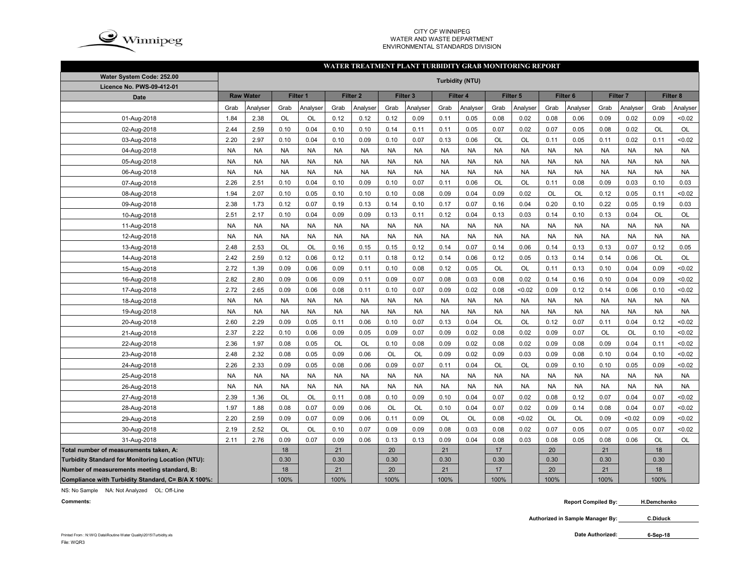CITY OF WINNIPEG
WATER AND WASTE DEPARTMENT
ENVIRONMENTAL STANDARDS DIVISION

## WATER TREATMENT PLANT TURBIDITY GRAB MONITORING REPORT

| Water System Code: 252.00 | Turbidity (NTU) | | | | | | | | | | | | | | | | | |
|---|---|---|---|---|---|---|---|---|---|---|---|---|---|---|---|---|---|---|
| Licence No. PWS-09-412-01 | | | | | | | | | | | | | | | | | | |
| Date | Raw Water | | Filter 1 | | Filter 2 | | Filter 3 | | Filter 4 | | Filter 5 | | Filter 6 | | Filter 7 | | Filter 8 | |
| | Grab | Analyser | Grab | Analyser | Grab | Analyser | Grab | Analyser | Grab | Analyser | Grab | Analyser | Grab | Analyser | Grab | Analyser | Grab | Analyser |
| 01-Aug-2018 | 1.84 | 2.38 | OL | OL | 0.12 | 0.12 | 0.12 | 0.09 | 0.11 | 0.05 | 0.08 | 0.02 | 0.08 | 0.06 | 0.09 | 0.02 | 0.09 | <0.02 |
| 02-Aug-2018 | 2.44 | 2.59 | 0.10 | 0.04 | 0.10 | 0.10 | 0.14 | 0.11 | 0.11 | 0.05 | 0.07 | 0.02 | 0.07 | 0.05 | 0.08 | 0.02 | OL | OL |
| 03-Aug-2018 | 2.20 | 2.97 | 0.10 | 0.04 | 0.10 | 0.09 | 0.10 | 0.07 | 0.13 | 0.06 | OL | OL | 0.11 | 0.05 | 0.11 | 0.02 | 0.11 | <0.02 |
| 04-Aug-2018 | NA | NA | NA | NA | NA | NA | NA | NA | NA | NA | NA | NA | NA | NA | NA | NA | NA | NA |
| 05-Aug-2018 | NA | NA | NA | NA | NA | NA | NA | NA | NA | NA | NA | NA | NA | NA | NA | NA | NA | NA |
| 06-Aug-2018 | NA | NA | NA | NA | NA | NA | NA | NA | NA | NA | NA | NA | NA | NA | NA | NA | NA | NA |
| 07-Aug-2018 | 2.26 | 2.51 | 0.10 | 0.04 | 0.10 | 0.09 | 0.10 | 0.07 | 0.11 | 0.06 | OL | OL | 0.11 | 0.08 | 0.09 | 0.03 | 0.10 | 0.03 |
| 08-Aug-2018 | 1.94 | 2.07 | 0.10 | 0.05 | 0.10 | 0.10 | 0.10 | 0.08 | 0.09 | 0.04 | 0.09 | 0.02 | OL | OL | 0.12 | 0.05 | 0.11 | <0.02 |
| 09-Aug-2018 | 2.38 | 1.73 | 0.12 | 0.07 | 0.19 | 0.13 | 0.14 | 0.10 | 0.17 | 0.07 | 0.16 | 0.04 | 0.20 | 0.10 | 0.22 | 0.05 | 0.19 | 0.03 |
| 10-Aug-2018 | 2.51 | 2.17 | 0.10 | 0.04 | 0.09 | 0.09 | 0.13 | 0.11 | 0.12 | 0.04 | 0.13 | 0.03 | 0.14 | 0.10 | 0.13 | 0.04 | OL | OL |
| 11-Aug-2018 | NA | NA | NA | NA | NA | NA | NA | NA | NA | NA | NA | NA | NA | NA | NA | NA | NA | NA |
| 12-Aug-2018 | NA | NA | NA | NA | NA | NA | NA | NA | NA | NA | NA | NA | NA | NA | NA | NA | NA | NA |
| 13-Aug-2018 | 2.48 | 2.53 | OL | OL | 0.16 | 0.15 | 0.15 | 0.12 | 0.14 | 0.07 | 0.14 | 0.06 | 0.14 | 0.13 | 0.13 | 0.07 | 0.12 | 0.05 |
| 14-Aug-2018 | 2.42 | 2.59 | 0.12 | 0.06 | 0.12 | 0.11 | 0.18 | 0.12 | 0.14 | 0.06 | 0.12 | 0.05 | 0.13 | 0.14 | 0.14 | 0.06 | OL | OL |
| 15-Aug-2018 | 2.72 | 1.39 | 0.09 | 0.06 | 0.09 | 0.11 | 0.10 | 0.08 | 0.12 | 0.05 | OL | OL | 0.11 | 0.13 | 0.10 | 0.04 | 0.09 | <0.02 |
| 16-Aug-2018 | 2.82 | 2.80 | 0.09 | 0.06 | 0.09 | 0.11 | 0.09 | 0.07 | 0.08 | 0.03 | 0.08 | 0.02 | 0.14 | 0.16 | 0.10 | 0.04 | 0.09 | <0.02 |
| 17-Aug-2018 | 2.72 | 2.65 | 0.09 | 0.06 | 0.08 | 0.11 | 0.10 | 0.07 | 0.09 | 0.02 | 0.08 | <0.02 | 0.09 | 0.12 | 0.14 | 0.06 | 0.10 | <0.02 |
| 18-Aug-2018 | NA | NA | NA | NA | NA | NA | NA | NA | NA | NA | NA | NA | NA | NA | NA | NA | NA | NA |
| 19-Aug-2018 | NA | NA | NA | NA | NA | NA | NA | NA | NA | NA | NA | NA | NA | NA | NA | NA | NA | NA |
| 20-Aug-2018 | 2.60 | 2.29 | 0.09 | 0.05 | 0.11 | 0.06 | 0.10 | 0.07 | 0.13 | 0.04 | OL | OL | 0.12 | 0.07 | 0.11 | 0.04 | 0.12 | <0.02 |
| 21-Aug-2018 | 2.37 | 2.22 | 0.10 | 0.06 | 0.09 | 0.05 | 0.09 | 0.07 | 0.09 | 0.02 | 0.08 | 0.02 | 0.09 | 0.07 | OL | OL | 0.10 | <0.02 |
| 22-Aug-2018 | 2.36 | 1.97 | 0.08 | 0.05 | OL | OL | 0.10 | 0.08 | 0.09 | 0.02 | 0.08 | 0.02 | 0.09 | 0.08 | 0.09 | 0.04 | 0.11 | <0.02 |
| 23-Aug-2018 | 2.48 | 2.32 | 0.08 | 0.05 | 0.09 | 0.06 | OL | OL | 0.09 | 0.02 | 0.09 | 0.03 | 0.09 | 0.08 | 0.10 | 0.04 | 0.10 | <0.02 |
| 24-Aug-2018 | 2.26 | 2.33 | 0.09 | 0.05 | 0.08 | 0.06 | 0.09 | 0.07 | 0.11 | 0.04 | OL | OL | 0.09 | 0.10 | 0.10 | 0.05 | 0.09 | <0.02 |
| 25-Aug-2018 | NA | NA | NA | NA | NA | NA | NA | NA | NA | NA | NA | NA | NA | NA | NA | NA | NA | NA |
| 26-Aug-2018 | NA | NA | NA | NA | NA | NA | NA | NA | NA | NA | NA | NA | NA | NA | NA | NA | NA | NA |
| 27-Aug-2018 | 2.39 | 1.36 | OL | OL | 0.11 | 0.08 | 0.10 | 0.09 | 0.10 | 0.04 | 0.07 | 0.02 | 0.08 | 0.12 | 0.07 | 0.04 | 0.07 | <0.02 |
| 28-Aug-2018 | 1.97 | 1.88 | 0.08 | 0.07 | 0.09 | 0.06 | OL | OL | 0.10 | 0.04 | 0.07 | 0.02 | 0.09 | 0.14 | 0.08 | 0.04 | 0.07 | <0.02 |
| 29-Aug-2018 | 2.20 | 2.59 | 0.09 | 0.07 | 0.09 | 0.06 | 0.11 | 0.09 | OL | OL | 0.08 | <0.02 | OL | OL | 0.09 | <0.02 | 0.09 | <0.02 |
| 30-Aug-2018 | 2.19 | 2.52 | OL | OL | 0.10 | 0.07 | 0.09 | 0.09 | 0.08 | 0.03 | 0.08 | 0.02 | 0.07 | 0.05 | 0.07 | 0.05 | 0.07 | <0.02 |
| 31-Aug-2018 | 2.11 | 2.76 | 0.09 | 0.07 | 0.09 | 0.06 | 0.13 | 0.13 | 0.09 | 0.04 | 0.08 | 0.03 | 0.08 | 0.05 | 0.08 | 0.06 | OL | OL |
| Total number of measurements taken, A: | | | 18 | | 21 | | 20 | | 21 | | 17 | | 20 | | 21 | | 18 | |
| Turbidity Standard for Monitoring Location (NTU): | | | 0.30 | | 0.30 | | 0.30 | | 0.30 | | 0.30 | | 0.30 | | 0.30 | | 0.30 | |
| Number of measurements meeting standard, B: | | | 18 | | 21 | | 20 | | 21 | | 17 | | 20 | | 21 | | 18 | |
| Compliance with Turbidity Standard, C= B/A X 100%: | | | 100% | | 100% | | 100% | | 100% | | 100% | | 100% | | 100% | | 100% | |

NS: No Sample NA: Not Analyzed OL: Off-Line

**Comments:**

**Report Compiled By:** H.Demchenko

**Authorized in Sample Manager By:** C.Diduck

**Date Authorized:** 6-Sep-18

Printed From : N:\WQ Data\Routine Water Quality\2015\Turbidity.xls
File: WQR3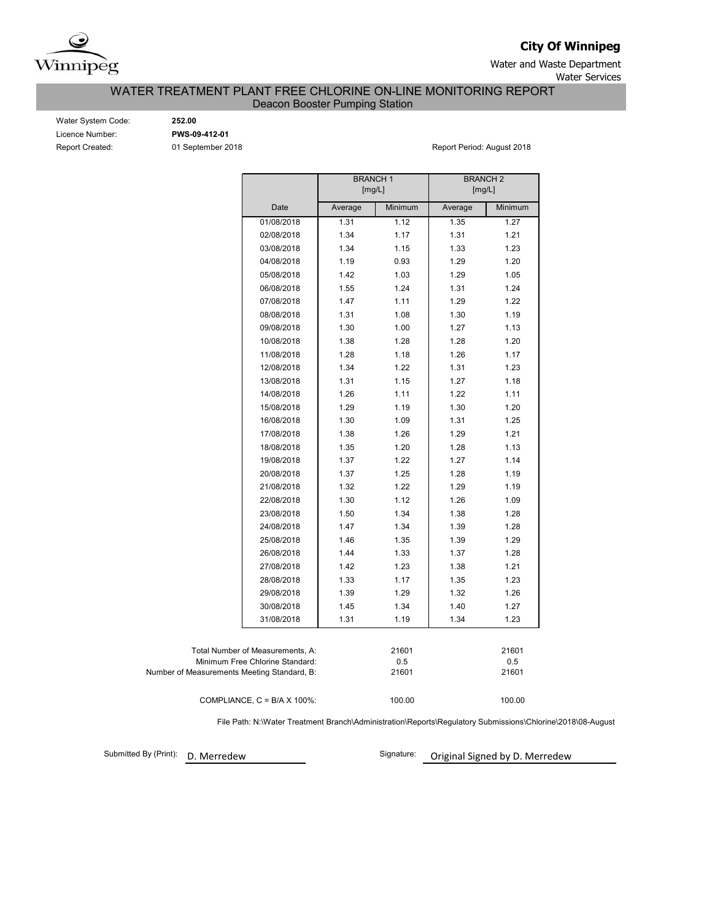**City Of Winnipeg**

Water and Waste Department

Water Services

# WATER TREATMENT PLANT FREE CHLORINE ON-LINE MONITORING REPORT

## Deacon Booster Pumping Station

Water System Code: **252.00**

Licence Number: **PWS-09-412-01**

Report Created: 01 September 2018

Report Period: August 2018

| Date | BRANCH 1 [mg/L] | | BRANCH 2 [mg/L] | |
|---|---|---|---|---|
| | Average | Minimum | Average | Minimum |
| 01/08/2018 | 1.31 | 1.12 | 1.35 | 1.27 |
| 02/08/2018 | 1.34 | 1.17 | 1.31 | 1.21 |
| 03/08/2018 | 1.34 | 1.15 | 1.33 | 1.23 |
| 04/08/2018 | 1.19 | 0.93 | 1.29 | 1.20 |
| 05/08/2018 | 1.42 | 1.03 | 1.29 | 1.05 |
| 06/08/2018 | 1.55 | 1.24 | 1.31 | 1.24 |
| 07/08/2018 | 1.47 | 1.11 | 1.29 | 1.22 |
| 08/08/2018 | 1.31 | 1.08 | 1.30 | 1.19 |
| 09/08/2018 | 1.30 | 1.00 | 1.27 | 1.13 |
| 10/08/2018 | 1.38 | 1.28 | 1.28 | 1.20 |
| 11/08/2018 | 1.28 | 1.18 | 1.26 | 1.17 |
| 12/08/2018 | 1.34 | 1.22 | 1.31 | 1.23 |
| 13/08/2018 | 1.31 | 1.15 | 1.27 | 1.18 |
| 14/08/2018 | 1.26 | 1.11 | 1.22 | 1.11 |
| 15/08/2018 | 1.29 | 1.19 | 1.30 | 1.20 |
| 16/08/2018 | 1.30 | 1.09 | 1.31 | 1.25 |
| 17/08/2018 | 1.38 | 1.26 | 1.29 | 1.21 |
| 18/08/2018 | 1.35 | 1.20 | 1.28 | 1.13 |
| 19/08/2018 | 1.37 | 1.22 | 1.27 | 1.14 |
| 20/08/2018 | 1.37 | 1.25 | 1.28 | 1.19 |
| 21/08/2018 | 1.32 | 1.22 | 1.29 | 1.19 |
| 22/08/2018 | 1.30 | 1.12 | 1.26 | 1.09 |
| 23/08/2018 | 1.50 | 1.34 | 1.38 | 1.28 |
| 24/08/2018 | 1.47 | 1.34 | 1.39 | 1.28 |
| 25/08/2018 | 1.46 | 1.35 | 1.39 | 1.29 |
| 26/08/2018 | 1.44 | 1.33 | 1.37 | 1.28 |
| 27/08/2018 | 1.42 | 1.23 | 1.38 | 1.21 |
| 28/08/2018 | 1.33 | 1.17 | 1.35 | 1.23 |
| 29/08/2018 | 1.39 | 1.29 | 1.32 | 1.26 |
| 30/08/2018 | 1.45 | 1.34 | 1.40 | 1.27 |
| 31/08/2018 | 1.31 | 1.19 | 1.34 | 1.23 |

| | BRANCH 1 | BRANCH 2 |
|---|---|---|
| Total Number of Measurements, A: | 21601 | 21601 |
| Minimum Free Chlorine Standard: | 0.5 | 0.5 |
| Number of Measurements Meeting Standard, B: | 21601 | 21601 |
| COMPLIANCE, C = B/A X 100%: | 100.00 | 100.00 |

File Path: N:\Water Treatment Branch\Administration\Reports\Regulatory Submissions\Chlorine\2018\08-August

Submitted By (Print): D. Merredew

Signature: Original Signed by D. Merredew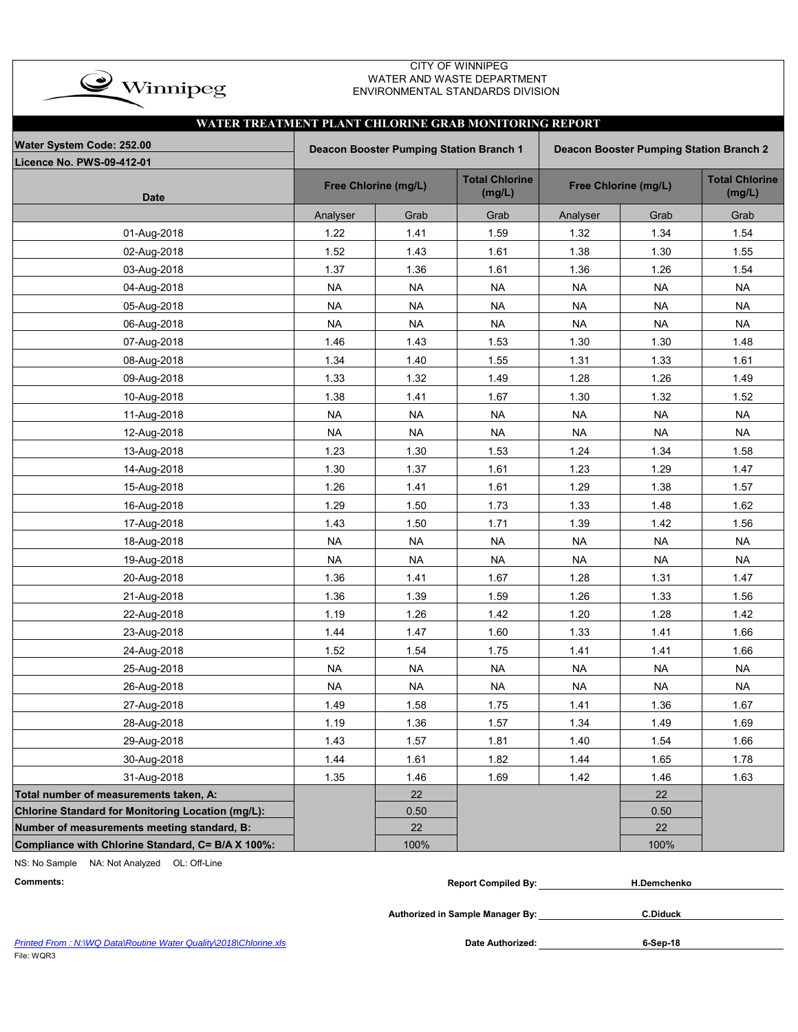CITY OF WINNIPEG
WATER AND WASTE DEPARTMENT
ENVIRONMENTAL STANDARDS DIVISION

## WATER TREATMENT PLANT CHLORINE GRAB MONITORING REPORT

| Water System Code: 252.00 / Licence No. PWS-09-412-01 | Deacon Booster Pumping Station Branch 1 | | | Deacon Booster Pumping Station Branch 2 | | |
|---|---|---|---|---|---|---|
| Date | Free Chlorine (mg/L) | | Total Chlorine (mg/L) | Free Chlorine (mg/L) | | Total Chlorine (mg/L) |
| | Analyser | Grab | Grab | Analyser | Grab | Grab |
| 01-Aug-2018 | 1.22 | 1.41 | 1.59 | 1.32 | 1.34 | 1.54 |
| 02-Aug-2018 | 1.52 | 1.43 | 1.61 | 1.38 | 1.30 | 1.55 |
| 03-Aug-2018 | 1.37 | 1.36 | 1.61 | 1.36 | 1.26 | 1.54 |
| 04-Aug-2018 | NA | NA | NA | NA | NA | NA |
| 05-Aug-2018 | NA | NA | NA | NA | NA | NA |
| 06-Aug-2018 | NA | NA | NA | NA | NA | NA |
| 07-Aug-2018 | 1.46 | 1.43 | 1.53 | 1.30 | 1.30 | 1.48 |
| 08-Aug-2018 | 1.34 | 1.40 | 1.55 | 1.31 | 1.33 | 1.61 |
| 09-Aug-2018 | 1.33 | 1.32 | 1.49 | 1.28 | 1.26 | 1.49 |
| 10-Aug-2018 | 1.38 | 1.41 | 1.67 | 1.30 | 1.32 | 1.52 |
| 11-Aug-2018 | NA | NA | NA | NA | NA | NA |
| 12-Aug-2018 | NA | NA | NA | NA | NA | NA |
| 13-Aug-2018 | 1.23 | 1.30 | 1.53 | 1.24 | 1.34 | 1.58 |
| 14-Aug-2018 | 1.30 | 1.37 | 1.61 | 1.23 | 1.29 | 1.47 |
| 15-Aug-2018 | 1.26 | 1.41 | 1.61 | 1.29 | 1.38 | 1.57 |
| 16-Aug-2018 | 1.29 | 1.50 | 1.73 | 1.33 | 1.48 | 1.62 |
| 17-Aug-2018 | 1.43 | 1.50 | 1.71 | 1.39 | 1.42 | 1.56 |
| 18-Aug-2018 | NA | NA | NA | NA | NA | NA |
| 19-Aug-2018 | NA | NA | NA | NA | NA | NA |
| 20-Aug-2018 | 1.36 | 1.41 | 1.67 | 1.28 | 1.31 | 1.47 |
| 21-Aug-2018 | 1.36 | 1.39 | 1.59 | 1.26 | 1.33 | 1.56 |
| 22-Aug-2018 | 1.19 | 1.26 | 1.42 | 1.20 | 1.28 | 1.42 |
| 23-Aug-2018 | 1.44 | 1.47 | 1.60 | 1.33 | 1.41 | 1.66 |
| 24-Aug-2018 | 1.52 | 1.54 | 1.75 | 1.41 | 1.41 | 1.66 |
| 25-Aug-2018 | NA | NA | NA | NA | NA | NA |
| 26-Aug-2018 | NA | NA | NA | NA | NA | NA |
| 27-Aug-2018 | 1.49 | 1.58 | 1.75 | 1.41 | 1.36 | 1.67 |
| 28-Aug-2018 | 1.19 | 1.36 | 1.57 | 1.34 | 1.49 | 1.69 |
| 29-Aug-2018 | 1.43 | 1.57 | 1.81 | 1.40 | 1.54 | 1.66 |
| 30-Aug-2018 | 1.44 | 1.61 | 1.82 | 1.44 | 1.65 | 1.78 |
| 31-Aug-2018 | 1.35 | 1.46 | 1.69 | 1.42 | 1.46 | 1.63 |
| **Total number of measurements taken, A:** | | 22 | | | 22 | |
| **Chlorine Standard for Monitoring Location (mg/L):** | | 0.50 | | | 0.50 | |
| **Number of measurements meeting standard, B:** | | 22 | | | 22 | |
| **Compliance with Chlorine Standard, C= B/A X 100%:** | | 100% | | | 100% | |

NS: No Sample NA: Not Analyzed OL: Off-Line

**Comments:**

**Report Compiled By:** H.Demchenko

**Authorized in Sample Manager By:** C.Diduck

**Date Authorized:** 6-Sep-18

*Printed From : N:\WQ Data\Routine Water Quality\2018\Chlorine.xls*
File: WQR3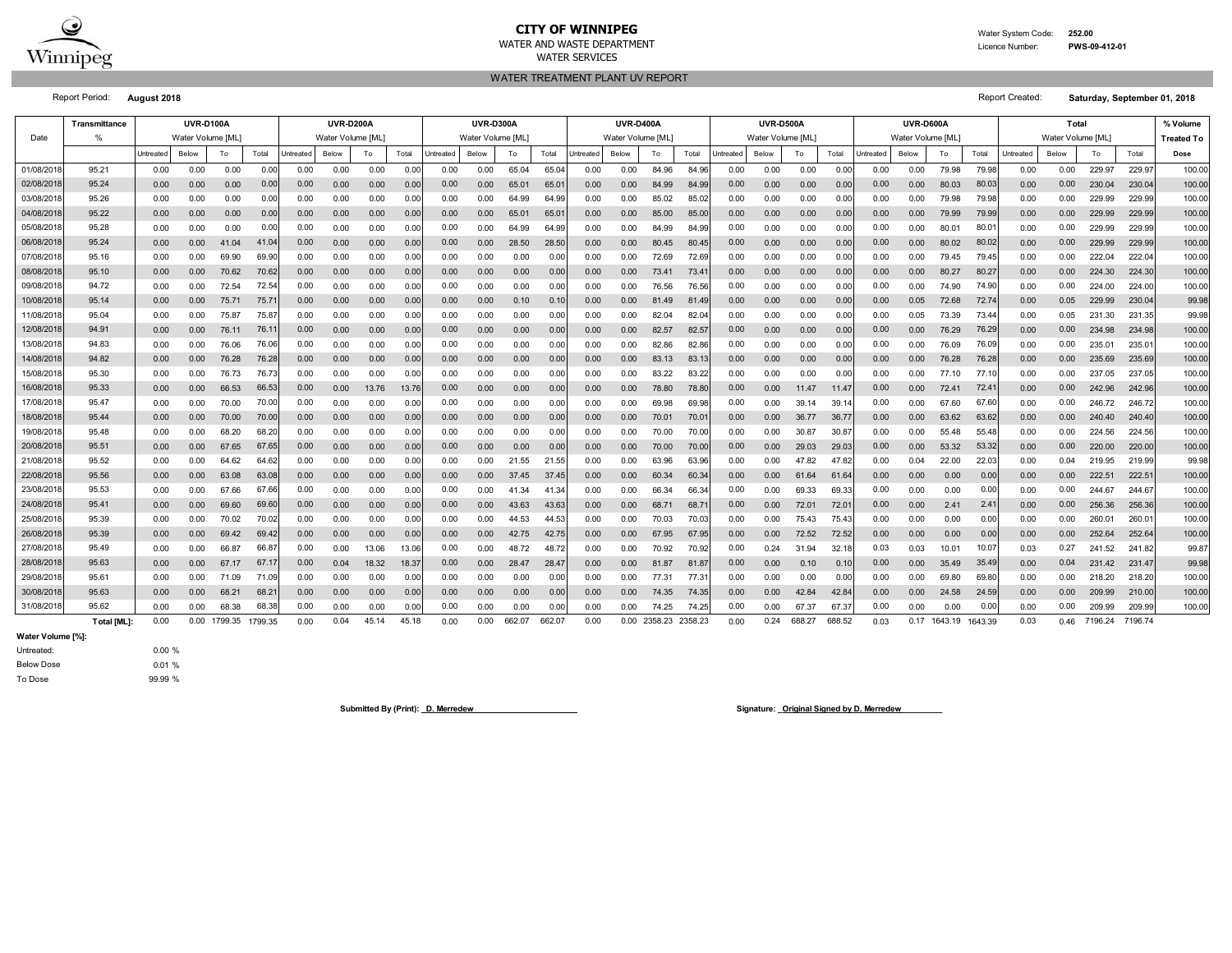# CITY OF WINNIPEG

WATER AND WASTE DEPARTMENT

WATER SERVICES

Water System Code: **252.00**

Licence Number: **PWS-09-412-01**

## WATER TREATMENT PLANT UV REPORT

Report Period: **August 2018**

Report Created: **Saturday, September 01, 2018**

| Date | Transmittance | UVR-D100A | | | | UVR-D200A | | | | UVR-D300A | | | | UVR-D400A | | | | UVR-D500A | | | | UVR-D600A | | | | Total | | | | % Volume |
|---|---|---|---|---|---|---|---|---|---|---|---|---|---|---|---|---|---|---|---|---|---|---|---|---|---|---|---|---|---|---|
| | % | Water Volume [ML] | | | | Water Volume [ML] | | | | Water Volume [ML] | | | | Water Volume [ML] | | | | Water Volume [ML] | | | | Water Volume [ML] | | | | Water Volume [ML] | | | | Treated To |
| | | Untreated | Below | To | Total | Untreated | Below | To | Total | Untreated | Below | To | Total | Untreated | Below | To | Total | Untreated | Below | To | Total | Untreated | Below | To | Total | Untreated | Below | To | Total | Dose |
| 01/08/2018 | 95.21 | 0.00 | 0.00 | 0.00 | 0.00 | 0.00 | 0.00 | 0.00 | 0.00 | 0.00 | 0.00 | 65.04 | 65.04 | 0.00 | 0.00 | 84.96 | 84.96 | 0.00 | 0.00 | 0.00 | 0.00 | 0.00 | 0.00 | 79.98 | 79.98 | 0.00 | 0.00 | 229.97 | 229.97 | 100.00 |
| 02/08/2018 | 95.24 | 0.00 | 0.00 | 0.00 | 0.00 | 0.00 | 0.00 | 0.00 | 0.00 | 0.00 | 0.00 | 65.01 | 65.01 | 0.00 | 0.00 | 84.99 | 84.99 | 0.00 | 0.00 | 0.00 | 0.00 | 0.00 | 0.00 | 80.03 | 80.03 | 0.00 | 0.00 | 230.04 | 230.04 | 100.00 |
| 03/08/2018 | 95.26 | 0.00 | 0.00 | 0.00 | 0.00 | 0.00 | 0.00 | 0.00 | 0.00 | 0.00 | 0.00 | 64.99 | 64.99 | 0.00 | 0.00 | 85.02 | 85.02 | 0.00 | 0.00 | 0.00 | 0.00 | 0.00 | 0.00 | 79.98 | 79.98 | 0.00 | 0.00 | 229.99 | 229.99 | 100.00 |
| 04/08/2018 | 95.22 | 0.00 | 0.00 | 0.00 | 0.00 | 0.00 | 0.00 | 0.00 | 0.00 | 0.00 | 0.00 | 65.01 | 65.01 | 0.00 | 0.00 | 85.00 | 85.00 | 0.00 | 0.00 | 0.00 | 0.00 | 0.00 | 0.00 | 79.99 | 79.99 | 0.00 | 0.00 | 229.99 | 229.99 | 100.00 |
| 05/08/2018 | 95.28 | 0.00 | 0.00 | 0.00 | 0.00 | 0.00 | 0.00 | 0.00 | 0.00 | 0.00 | 0.00 | 64.99 | 64.99 | 0.00 | 0.00 | 84.99 | 84.99 | 0.00 | 0.00 | 0.00 | 0.00 | 0.00 | 0.00 | 80.01 | 80.01 | 0.00 | 0.00 | 229.99 | 229.99 | 100.00 |
| 06/08/2018 | 95.24 | 0.00 | 0.00 | 41.04 | 41.04 | 0.00 | 0.00 | 0.00 | 0.00 | 0.00 | 0.00 | 28.50 | 28.50 | 0.00 | 0.00 | 80.45 | 80.45 | 0.00 | 0.00 | 0.00 | 0.00 | 0.00 | 0.00 | 80.02 | 80.02 | 0.00 | 0.00 | 229.99 | 229.99 | 100.00 |
| 07/08/2018 | 95.16 | 0.00 | 0.00 | 69.90 | 69.90 | 0.00 | 0.00 | 0.00 | 0.00 | 0.00 | 0.00 | 0.00 | 0.00 | 0.00 | 0.00 | 72.69 | 72.69 | 0.00 | 0.00 | 0.00 | 0.00 | 0.00 | 0.00 | 79.45 | 79.45 | 0.00 | 0.00 | 222.04 | 222.04 | 100.00 |
| 08/08/2018 | 95.10 | 0.00 | 0.00 | 70.62 | 70.62 | 0.00 | 0.00 | 0.00 | 0.00 | 0.00 | 0.00 | 0.00 | 0.00 | 0.00 | 0.00 | 73.41 | 73.41 | 0.00 | 0.00 | 0.00 | 0.00 | 0.00 | 0.00 | 80.27 | 80.27 | 0.00 | 0.00 | 224.30 | 224.30 | 100.00 |
| 09/08/2018 | 94.72 | 0.00 | 0.00 | 72.54 | 72.54 | 0.00 | 0.00 | 0.00 | 0.00 | 0.00 | 0.00 | 0.00 | 0.00 | 0.00 | 0.00 | 76.56 | 76.56 | 0.00 | 0.00 | 0.00 | 0.00 | 0.00 | 0.00 | 74.90 | 74.90 | 0.00 | 0.00 | 224.00 | 224.00 | 100.00 |
| 10/08/2018 | 95.14 | 0.00 | 0.00 | 75.71 | 75.71 | 0.00 | 0.00 | 0.00 | 0.00 | 0.00 | 0.00 | 0.10 | 0.10 | 0.00 | 0.00 | 81.49 | 81.49 | 0.00 | 0.00 | 0.00 | 0.00 | 0.00 | 0.05 | 72.68 | 72.74 | 0.00 | 0.05 | 229.99 | 230.04 | 99.98 |
| 11/08/2018 | 95.04 | 0.00 | 0.00 | 75.87 | 75.87 | 0.00 | 0.00 | 0.00 | 0.00 | 0.00 | 0.00 | 0.00 | 0.00 | 0.00 | 0.00 | 82.04 | 82.04 | 0.00 | 0.00 | 0.00 | 0.00 | 0.00 | 0.05 | 73.39 | 73.44 | 0.00 | 0.05 | 231.30 | 231.35 | 99.98 |
| 12/08/2018 | 94.91 | 0.00 | 0.00 | 76.11 | 76.11 | 0.00 | 0.00 | 0.00 | 0.00 | 0.00 | 0.00 | 0.00 | 0.00 | 0.00 | 0.00 | 82.57 | 82.57 | 0.00 | 0.00 | 0.00 | 0.00 | 0.00 | 0.00 | 76.29 | 76.29 | 0.00 | 0.00 | 234.98 | 234.98 | 100.00 |
| 13/08/2018 | 94.83 | 0.00 | 0.00 | 76.06 | 76.06 | 0.00 | 0.00 | 0.00 | 0.00 | 0.00 | 0.00 | 0.00 | 0.00 | 0.00 | 0.00 | 82.86 | 82.86 | 0.00 | 0.00 | 0.00 | 0.00 | 0.00 | 0.00 | 76.09 | 76.09 | 0.00 | 0.00 | 235.01 | 235.01 | 100.00 |
| 14/08/2018 | 94.82 | 0.00 | 0.00 | 76.28 | 76.28 | 0.00 | 0.00 | 0.00 | 0.00 | 0.00 | 0.00 | 0.00 | 0.00 | 0.00 | 0.00 | 83.13 | 83.13 | 0.00 | 0.00 | 0.00 | 0.00 | 0.00 | 0.00 | 76.28 | 76.28 | 0.00 | 0.00 | 235.69 | 235.69 | 100.00 |
| 15/08/2018 | 95.30 | 0.00 | 0.00 | 76.73 | 76.73 | 0.00 | 0.00 | 0.00 | 0.00 | 0.00 | 0.00 | 0.00 | 0.00 | 0.00 | 0.00 | 83.22 | 83.22 | 0.00 | 0.00 | 0.00 | 0.00 | 0.00 | 0.00 | 77.10 | 77.10 | 0.00 | 0.00 | 237.05 | 237.05 | 100.00 |
| 16/08/2018 | 95.33 | 0.00 | 0.00 | 66.53 | 66.53 | 0.00 | 0.00 | 13.76 | 13.76 | 0.00 | 0.00 | 0.00 | 0.00 | 0.00 | 0.00 | 78.80 | 78.80 | 0.00 | 0.00 | 11.47 | 11.47 | 0.00 | 0.00 | 72.41 | 72.41 | 0.00 | 0.00 | 242.96 | 242.96 | 100.00 |
| 17/08/2018 | 95.47 | 0.00 | 0.00 | 70.00 | 70.00 | 0.00 | 0.00 | 0.00 | 0.00 | 0.00 | 0.00 | 0.00 | 0.00 | 0.00 | 0.00 | 69.98 | 69.98 | 0.00 | 0.00 | 39.14 | 39.14 | 0.00 | 0.00 | 67.60 | 67.60 | 0.00 | 0.00 | 246.72 | 246.72 | 100.00 |
| 18/08/2018 | 95.44 | 0.00 | 0.00 | 70.00 | 70.00 | 0.00 | 0.00 | 0.00 | 0.00 | 0.00 | 0.00 | 0.00 | 0.00 | 0.00 | 0.00 | 70.01 | 70.01 | 0.00 | 0.00 | 36.77 | 36.77 | 0.00 | 0.00 | 63.62 | 63.62 | 0.00 | 0.00 | 240.40 | 240.40 | 100.00 |
| 19/08/2018 | 95.48 | 0.00 | 0.00 | 68.20 | 68.20 | 0.00 | 0.00 | 0.00 | 0.00 | 0.00 | 0.00 | 0.00 | 0.00 | 0.00 | 0.00 | 70.00 | 70.00 | 0.00 | 0.00 | 30.87 | 30.87 | 0.00 | 0.00 | 55.48 | 55.48 | 0.00 | 0.00 | 224.56 | 224.56 | 100.00 |
| 20/08/2018 | 95.51 | 0.00 | 0.00 | 67.65 | 67.65 | 0.00 | 0.00 | 0.00 | 0.00 | 0.00 | 0.00 | 0.00 | 0.00 | 0.00 | 0.00 | 70.00 | 70.00 | 0.00 | 0.00 | 29.03 | 29.03 | 0.00 | 0.00 | 53.32 | 53.32 | 0.00 | 0.00 | 220.00 | 220.00 | 100.00 |
| 21/08/2018 | 95.52 | 0.00 | 0.00 | 64.62 | 64.62 | 0.00 | 0.00 | 0.00 | 0.00 | 0.00 | 0.00 | 21.55 | 21.55 | 0.00 | 0.00 | 63.96 | 63.96 | 0.00 | 0.00 | 47.82 | 47.82 | 0.00 | 0.04 | 22.00 | 22.03 | 0.00 | 0.04 | 219.95 | 219.99 | 99.98 |
| 22/08/2018 | 95.56 | 0.00 | 0.00 | 63.08 | 63.08 | 0.00 | 0.00 | 0.00 | 0.00 | 0.00 | 0.00 | 37.45 | 37.45 | 0.00 | 0.00 | 60.34 | 60.34 | 0.00 | 0.00 | 61.64 | 61.64 | 0.00 | 0.00 | 0.00 | 0.00 | 0.00 | 0.00 | 222.51 | 222.51 | 100.00 |
| 23/08/2018 | 95.53 | 0.00 | 0.00 | 67.66 | 67.66 | 0.00 | 0.00 | 0.00 | 0.00 | 0.00 | 0.00 | 41.34 | 41.34 | 0.00 | 0.00 | 66.34 | 66.34 | 0.00 | 0.00 | 69.33 | 69.33 | 0.00 | 0.00 | 0.00 | 0.00 | 0.00 | 0.00 | 244.67 | 244.67 | 100.00 |
| 24/08/2018 | 95.41 | 0.00 | 0.00 | 69.60 | 69.60 | 0.00 | 0.00 | 0.00 | 0.00 | 0.00 | 0.00 | 43.63 | 43.63 | 0.00 | 0.00 | 68.71 | 68.71 | 0.00 | 0.00 | 72.01 | 72.01 | 0.00 | 0.00 | 2.41 | 2.41 | 0.00 | 0.00 | 256.36 | 256.36 | 100.00 |
| 25/08/2018 | 95.39 | 0.00 | 0.00 | 70.02 | 70.02 | 0.00 | 0.00 | 0.00 | 0.00 | 0.00 | 0.00 | 44.53 | 44.53 | 0.00 | 0.00 | 70.03 | 70.03 | 0.00 | 0.00 | 75.43 | 75.43 | 0.00 | 0.00 | 0.00 | 0.00 | 0.00 | 0.00 | 260.01 | 260.01 | 100.00 |
| 26/08/2018 | 95.39 | 0.00 | 0.00 | 69.42 | 69.42 | 0.00 | 0.00 | 0.00 | 0.00 | 0.00 | 0.00 | 42.75 | 42.75 | 0.00 | 0.00 | 67.95 | 67.95 | 0.00 | 0.00 | 72.52 | 72.52 | 0.00 | 0.00 | 0.00 | 0.00 | 0.00 | 0.00 | 252.64 | 252.64 | 100.00 |
| 27/08/2018 | 95.49 | 0.00 | 0.00 | 66.87 | 66.87 | 0.00 | 0.00 | 13.06 | 13.06 | 0.00 | 0.00 | 48.72 | 48.72 | 0.00 | 0.00 | 70.92 | 70.92 | 0.00 | 0.24 | 31.94 | 32.18 | 0.03 | 0.03 | 10.01 | 10.07 | 0.03 | 0.27 | 241.52 | 241.82 | 99.87 |
| 28/08/2018 | 95.63 | 0.00 | 0.00 | 67.17 | 67.17 | 0.00 | 0.04 | 18.32 | 18.37 | 0.00 | 0.00 | 28.47 | 28.47 | 0.00 | 0.00 | 81.87 | 81.87 | 0.00 | 0.00 | 0.10 | 0.10 | 0.00 | 0.00 | 35.49 | 35.49 | 0.00 | 0.04 | 231.42 | 231.47 | 99.98 |
| 29/08/2018 | 95.61 | 0.00 | 0.00 | 71.09 | 71.09 | 0.00 | 0.00 | 0.00 | 0.00 | 0.00 | 0.00 | 0.00 | 0.00 | 0.00 | 0.00 | 77.31 | 77.31 | 0.00 | 0.00 | 0.00 | 0.00 | 0.00 | 0.00 | 69.80 | 69.80 | 0.00 | 0.00 | 218.20 | 218.20 | 100.00 |
| 30/08/2018 | 95.63 | 0.00 | 0.00 | 68.21 | 68.21 | 0.00 | 0.00 | 0.00 | 0.00 | 0.00 | 0.00 | 0.00 | 0.00 | 0.00 | 0.00 | 74.35 | 74.35 | 0.00 | 0.00 | 42.84 | 42.84 | 0.00 | 0.00 | 24.58 | 24.59 | 0.00 | 0.00 | 209.99 | 210.00 | 100.00 |
| 31/08/2018 | 95.62 | 0.00 | 0.00 | 68.38 | 68.38 | 0.00 | 0.00 | 0.00 | 0.00 | 0.00 | 0.00 | 0.00 | 0.00 | 0.00 | 0.00 | 74.25 | 74.25 | 0.00 | 0.00 | 67.37 | 67.37 | 0.00 | 0.00 | 0.00 | 0.00 | 0.00 | 0.00 | 209.99 | 209.99 | 100.00 |
| **Total [ML]:** | | 0.00 | 0.00 | 1799.35 | 1799.35 | 0.00 | 0.04 | 45.14 | 45.18 | 0.00 | 0.00 | 662.07 | 662.07 | 0.00 | 0.00 | 2358.23 | 2358.23 | 0.00 | 0.24 | 688.27 | 688.52 | 0.03 | 0.17 | 1643.19 | 1643.39 | 0.03 | 0.46 | 7196.24 | 7196.74 | |

**Water Volume [%]:**

| | |
|---|---|
| Untreated: | 0.00 % |
| Below Dose | 0.01 % |
| To Dose | 99.99 % |

**Submitted By (Print): D. Merredew**

**Signature: Original Signed by D. Merredew**